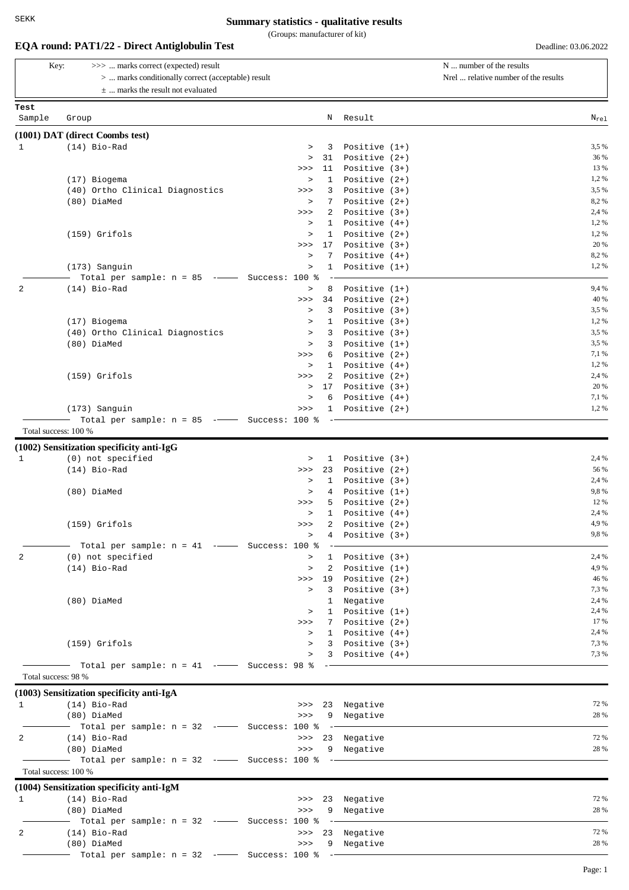SEKK

# Summary statistics - qualitative results

(Groups: manufacturer of kit)

## EQA round: PAT1/22 - Direct Antiglobulin Test

Deadline: 03.06.2022

Key:
- >>> ... marks correct (expected) result
- \> ... marks conditionally correct (acceptable) result
- ± ... marks the result not evaluated

N ... number of the results
Nrel ... relative number of the results

### (1001) DAT (direct Coombs test)

| Sample | Group | | N | Result | $N_{rel}$ |
|---|---|---|---|---|---|
| 1 | (14) Bio-Rad | > | 3 | Positive (1+) | 3,5 % |
| | | > | 31 | Positive (2+) | 36 % |
| | | >>> | 11 | Positive (3+) | 13 % |
| | (17) Biogema | > | 1 | Positive (2+) | 1,2 % |
| | (40) Ortho Clinical Diagnostics | >>> | 3 | Positive (3+) | 3,5 % |
| | (80) DiaMed | > | 7 | Positive (2+) | 8,2 % |
| | | >>> | 2 | Positive (3+) | 2,4 % |
| | | > | 1 | Positive (4+) | 1,2 % |
| | (159) Grifols | > | 1 | Positive (2+) | 1,2 % |
| | | >>> | 17 | Positive (3+) | 20 % |
| | | > | 7 | Positive (4+) | 8,2 % |
| | (173) Sanguin | > | 1 | Positive (1+) | 1,2 % |
| | Total per sample: n = 85 | Success: 100 % | | | |
| 2 | (14) Bio-Rad | > | 8 | Positive (1+) | 9,4 % |
| | | >>> | 34 | Positive (2+) | 40 % |
| | | > | 3 | Positive (3+) | 3,5 % |
| | (17) Biogema | > | 1 | Positive (3+) | 1,2 % |
| | (40) Ortho Clinical Diagnostics | > | 3 | Positive (3+) | 3,5 % |
| | (80) DiaMed | > | 3 | Positive (1+) | 3,5 % |
| | | >>> | 6 | Positive (2+) | 7,1 % |
| | | > | 1 | Positive (4+) | 1,2 % |
| | (159) Grifols | >>> | 2 | Positive (2+) | 2,4 % |
| | | > | 17 | Positive (3+) | 20 % |
| | | > | 6 | Positive (4+) | 7,1 % |
| | (173) Sanguin | >>> | 1 | Positive (2+) | 1,2 % |
| | Total per sample: n = 85 | Success: 100 % | | | |

Total success: 100 %

### (1002) Sensitization specificity anti-IgG

| Sample | Group | | N | Result | $N_{rel}$ |
|---|---|---|---|---|---|
| 1 | (0) not specified | > | 1 | Positive (3+) | 2,4 % |
| | (14) Bio-Rad | >>> | 23 | Positive (2+) | 56 % |
| | | > | 1 | Positive (3+) | 2,4 % |
| | (80) DiaMed | > | 4 | Positive (1+) | 9,8 % |
| | | >>> | 5 | Positive (2+) | 12 % |
| | | > | 1 | Positive (4+) | 2,4 % |
| | (159) Grifols | >>> | 2 | Positive (2+) | 4,9 % |
| | | > | 4 | Positive (3+) | 9,8 % |
| | Total per sample: n = 41 | Success: 100 % | | | |
| 2 | (0) not specified | > | 1 | Positive (3+) | 2,4 % |
| | (14) Bio-Rad | > | 2 | Positive (1+) | 4,9 % |
| | | >>> | 19 | Positive (2+) | 46 % |
| | | > | 3 | Positive (3+) | 7,3 % |
| | (80) DiaMed | | 1 | Negative | 2,4 % |
| | | > | 1 | Positive (1+) | 2,4 % |
| | | >>> | 7 | Positive (2+) | 17 % |
| | | > | 1 | Positive (4+) | 2,4 % |
| | (159) Grifols | > | 3 | Positive (3+) | 7,3 % |
| | | > | 3 | Positive (4+) | 7,3 % |
| | Total per sample: n = 41 | Success: 98 % | | | |

Total success: 98 %

### (1003) Sensitization specificity anti-IgA

| Sample | Group | | N | Result | $N_{rel}$ |
|---|---|---|---|---|---|
| 1 | (14) Bio-Rad | >>> | 23 | Negative | 72 % |
| | (80) DiaMed | >>> | 9 | Negative | 28 % |
| | Total per sample: n = 32 | Success: 100 % | | | |
| 2 | (14) Bio-Rad | >>> | 23 | Negative | 72 % |
| | (80) DiaMed | >>> | 9 | Negative | 28 % |
| | Total per sample: n = 32 | Success: 100 % | | | |

Total success: 100 %

### (1004) Sensitization specificity anti-IgM

| Sample | Group | | N | Result | $N_{rel}$ |
|---|---|---|---|---|---|
| 1 | (14) Bio-Rad | >>> | 23 | Negative | 72 % |
| | (80) DiaMed | >>> | 9 | Negative | 28 % |
| | Total per sample: n = 32 | Success: 100 % | | | |
| 2 | (14) Bio-Rad | >>> | 23 | Negative | 72 % |
| | (80) DiaMed | >>> | 9 | Negative | 28 % |
| | Total per sample: n = 32 | Success: 100 % | | | |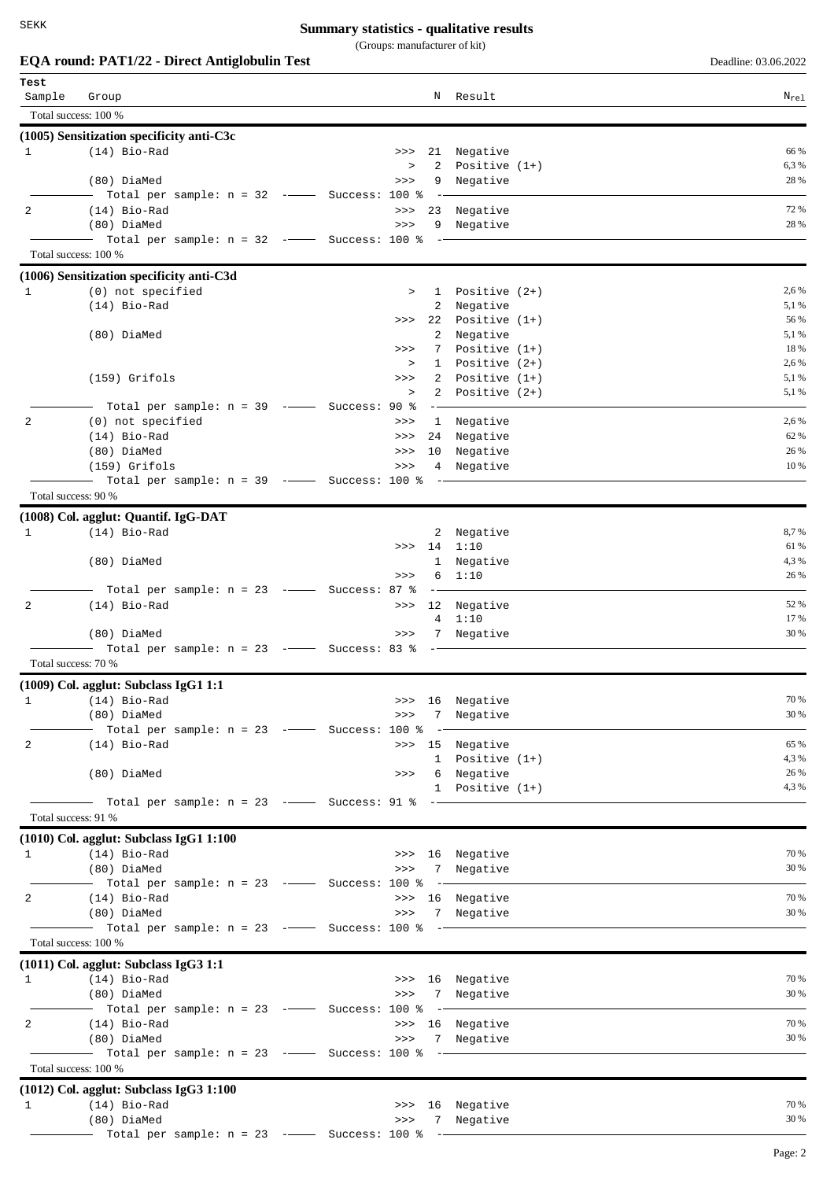## Summary statistics - qualitative results

(Groups: manufacturer of kit)

### EQA round: PAT1/22 - Direct Antiglobulin Test

Deadline: 03.06.2022

| Test Sample | Group | | N | Result | $N_{rel}$ |
|---|---|---|---|---|---|

Total success: 100 %

**(1005) Sensitization specificity anti-C3c**

| Sample | Group | | N | Result | $N_{rel}$ |
|---|---|---|---|---|---|
| 1 | (14) Bio-Rad | >>> | 21 | Negative | 66 % |
| | | > | 2 | Positive (1+) | 6,3 % |
| | (80) DiaMed | >>> | 9 | Negative | 28 % |
| | Total per sample: n = 32 | Success: 100 % | | | |
| 2 | (14) Bio-Rad | >>> | 23 | Negative | 72 % |
| | (80) DiaMed | >>> | 9 | Negative | 28 % |
| | Total per sample: n = 32 | Success: 100 % | | | |

Total success: 100 %

**(1006) Sensitization specificity anti-C3d**

| Sample | Group | | N | Result | $N_{rel}$ |
|---|---|---|---|---|---|
| 1 | (0) not specified | > | 1 | Positive (2+) | 2,6 % |
| | (14) Bio-Rad | | 2 | Negative | 5,1 % |
| | | >>> | 22 | Positive (1+) | 56 % |
| | (80) DiaMed | | 2 | Negative | 5,1 % |
| | | >>> | 7 | Positive (1+) | 18 % |
| | | > | 1 | Positive (2+) | 2,6 % |
| | (159) Grifols | >>> | 2 | Positive (1+) | 5,1 % |
| | | > | 2 | Positive (2+) | 5,1 % |
| | Total per sample: n = 39 | Success: 90 % | | | |
| 2 | (0) not specified | >>> | 1 | Negative | 2,6 % |
| | (14) Bio-Rad | >>> | 24 | Negative | 62 % |
| | (80) DiaMed | >>> | 10 | Negative | 26 % |
| | (159) Grifols | >>> | 4 | Negative | 10 % |
| | Total per sample: n = 39 | Success: 100 % | | | |

Total success: 90 %

**(1008) Col. agglut: Quantif. IgG-DAT**

| Sample | Group | | N | Result | $N_{rel}$ |
|---|---|---|---|---|---|
| 1 | (14) Bio-Rad | | 2 | Negative | 8,7 % |
| | | >>> | 14 | 1:10 | 61 % |
| | (80) DiaMed | | 1 | Negative | 4,3 % |
| | | >>> | 6 | 1:10 | 26 % |
| | Total per sample: n = 23 | Success: 87 % | | | |
| 2 | (14) Bio-Rad | >>> | 12 | Negative | 52 % |
| | | | 4 | 1:10 | 17 % |
| | (80) DiaMed | >>> | 7 | Negative | 30 % |
| | Total per sample: n = 23 | Success: 83 % | | | |

Total success: 70 %

**(1009) Col. agglut: Subclass IgG1 1:1**

| Sample | Group | | N | Result | $N_{rel}$ |
|---|---|---|---|---|---|
| 1 | (14) Bio-Rad | >>> | 16 | Negative | 70 % |
| | (80) DiaMed | >>> | 7 | Negative | 30 % |
| | Total per sample: n = 23 | Success: 100 % | | | |
| 2 | (14) Bio-Rad | >>> | 15 | Negative | 65 % |
| | | | 1 | Positive (1+) | 4,3 % |
| | (80) DiaMed | >>> | 6 | Negative | 26 % |
| | | | 1 | Positive (1+) | 4,3 % |
| | Total per sample: n = 23 | Success: 91 % | | | |

Total success: 91 %

**(1010) Col. agglut: Subclass IgG1 1:100**

| Sample | Group | | N | Result | $N_{rel}$ |
|---|---|---|---|---|---|
| 1 | (14) Bio-Rad | >>> | 16 | Negative | 70 % |
| | (80) DiaMed | >>> | 7 | Negative | 30 % |
| | Total per sample: n = 23 | Success: 100 % | | | |
| 2 | (14) Bio-Rad | >>> | 16 | Negative | 70 % |
| | (80) DiaMed | >>> | 7 | Negative | 30 % |
| | Total per sample: n = 23 | Success: 100 % | | | |

Total success: 100 %

**(1011) Col. agglut: Subclass IgG3 1:1**

| Sample | Group | | N | Result | $N_{rel}$ |
|---|---|---|---|---|---|
| 1 | (14) Bio-Rad | >>> | 16 | Negative | 70 % |
| | (80) DiaMed | >>> | 7 | Negative | 30 % |
| | Total per sample: n = 23 | Success: 100 % | | | |
| 2 | (14) Bio-Rad | >>> | 16 | Negative | 70 % |
| | (80) DiaMed | >>> | 7 | Negative | 30 % |
| | Total per sample: n = 23 | Success: 100 % | | | |

Total success: 100 %

**(1012) Col. agglut: Subclass IgG3 1:100**

| Sample | Group | | N | Result | $N_{rel}$ |
|---|---|---|---|---|---|
| 1 | (14) Bio-Rad | >>> | 16 | Negative | 70 % |
| | (80) DiaMed | >>> | 7 | Negative | 30 % |
| | Total per sample: n = 23 | Success: 100 % | | | |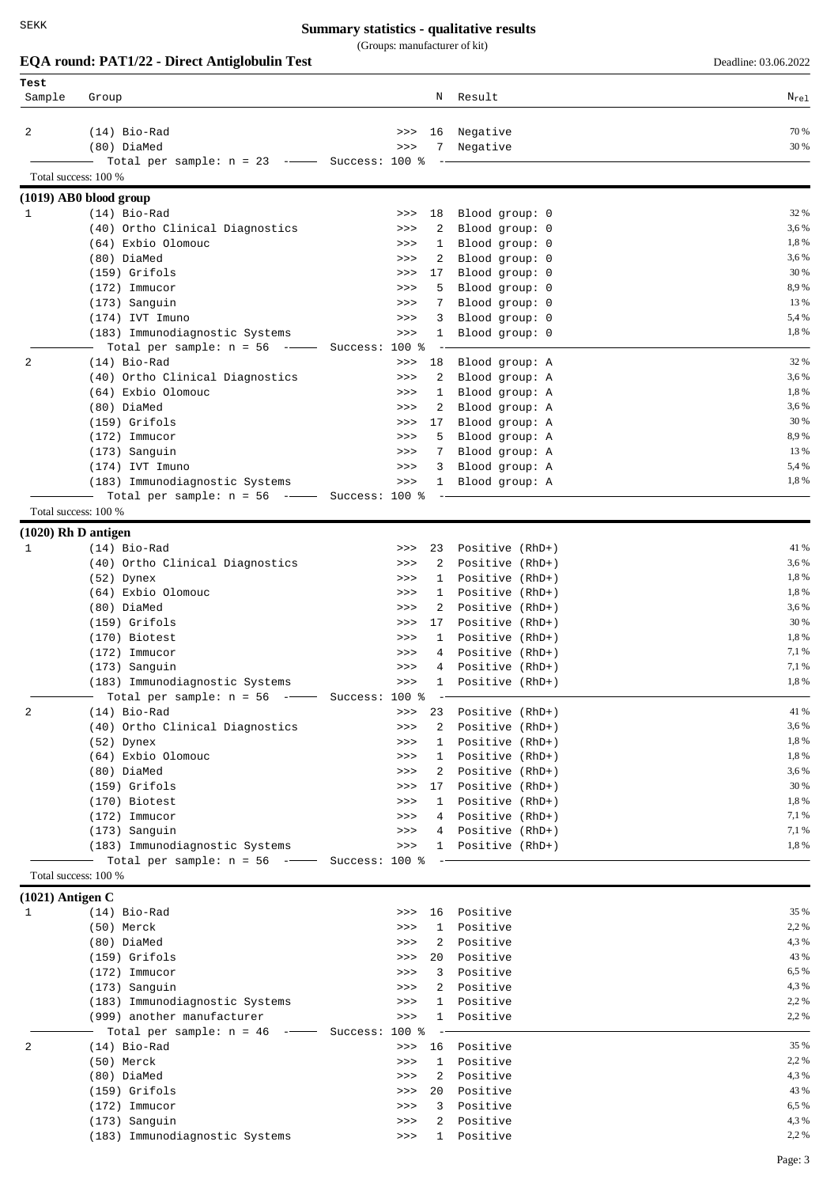SEKK

## Summary statistics - qualitative results

(Groups: manufacturer of kit)

**EQA round: PAT1/22 - Direct Antiglobulin Test** — Deadline: 03.06.2022

| Test Sample | Group | | N | Result | $N_{rel}$ |
|---|---|---|---|---|---|
| 2 | (14) Bio-Rad | >>> | 16 | Negative | 70 % |
| | (80) DiaMed | >>> | 7 | Negative | 30 % |
| | Total per sample: n = 23 | Success: 100 % | | | |

Total success: 100 %

### (1019) AB0 blood group

| Sample | Group | | N | Result | $N_{rel}$ |
|---|---|---|---|---|---|
| 1 | (14) Bio-Rad | >>> | 18 | Blood group: 0 | 32 % |
| | (40) Ortho Clinical Diagnostics | >>> | 2 | Blood group: 0 | 3,6 % |
| | (64) Exbio Olomouc | >>> | 1 | Blood group: 0 | 1,8 % |
| | (80) DiaMed | >>> | 2 | Blood group: 0 | 3,6 % |
| | (159) Grifols | >>> | 17 | Blood group: 0 | 30 % |
| | (172) Immucor | >>> | 5 | Blood group: 0 | 8,9 % |
| | (173) Sanguin | >>> | 7 | Blood group: 0 | 13 % |
| | (174) IVT Imuno | >>> | 3 | Blood group: 0 | 5,4 % |
| | (183) Immunodiagnostic Systems | >>> | 1 | Blood group: 0 | 1,8 % |
| | Total per sample: n = 56 | Success: 100 % | | | |
| 2 | (14) Bio-Rad | >>> | 18 | Blood group: A | 32 % |
| | (40) Ortho Clinical Diagnostics | >>> | 2 | Blood group: A | 3,6 % |
| | (64) Exbio Olomouc | >>> | 1 | Blood group: A | 1,8 % |
| | (80) DiaMed | >>> | 2 | Blood group: A | 3,6 % |
| | (159) Grifols | >>> | 17 | Blood group: A | 30 % |
| | (172) Immucor | >>> | 5 | Blood group: A | 8,9 % |
| | (173) Sanguin | >>> | 7 | Blood group: A | 13 % |
| | (174) IVT Imuno | >>> | 3 | Blood group: A | 5,4 % |
| | (183) Immunodiagnostic Systems | >>> | 1 | Blood group: A | 1,8 % |
| | Total per sample: n = 56 | Success: 100 % | | | |

Total success: 100 %

### (1020) Rh D antigen

| Sample | Group | | N | Result | $N_{rel}$ |
|---|---|---|---|---|---|
| 1 | (14) Bio-Rad | >>> | 23 | Positive (RhD+) | 41 % |
| | (40) Ortho Clinical Diagnostics | >>> | 2 | Positive (RhD+) | 3,6 % |
| | (52) Dynex | >>> | 1 | Positive (RhD+) | 1,8 % |
| | (64) Exbio Olomouc | >>> | 1 | Positive (RhD+) | 1,8 % |
| | (80) DiaMed | >>> | 2 | Positive (RhD+) | 3,6 % |
| | (159) Grifols | >>> | 17 | Positive (RhD+) | 30 % |
| | (170) Biotest | >>> | 1 | Positive (RhD+) | 1,8 % |
| | (172) Immucor | >>> | 4 | Positive (RhD+) | 7,1 % |
| | (173) Sanguin | >>> | 4 | Positive (RhD+) | 7,1 % |
| | (183) Immunodiagnostic Systems | >>> | 1 | Positive (RhD+) | 1,8 % |
| | Total per sample: n = 56 | Success: 100 % | | | |
| 2 | (14) Bio-Rad | >>> | 23 | Positive (RhD+) | 41 % |
| | (40) Ortho Clinical Diagnostics | >>> | 2 | Positive (RhD+) | 3,6 % |
| | (52) Dynex | >>> | 1 | Positive (RhD+) | 1,8 % |
| | (64) Exbio Olomouc | >>> | 1 | Positive (RhD+) | 1,8 % |
| | (80) DiaMed | >>> | 2 | Positive (RhD+) | 3,6 % |
| | (159) Grifols | >>> | 17 | Positive (RhD+) | 30 % |
| | (170) Biotest | >>> | 1 | Positive (RhD+) | 1,8 % |
| | (172) Immucor | >>> | 4 | Positive (RhD+) | 7,1 % |
| | (173) Sanguin | >>> | 4 | Positive (RhD+) | 7,1 % |
| | (183) Immunodiagnostic Systems | >>> | 1 | Positive (RhD+) | 1,8 % |
| | Total per sample: n = 56 | Success: 100 % | | | |

Total success: 100 %

### (1021) Antigen C

| Sample | Group | | N | Result | $N_{rel}$ |
|---|---|---|---|---|---|
| 1 | (14) Bio-Rad | >>> | 16 | Positive | 35 % |
| | (50) Merck | >>> | 1 | Positive | 2,2 % |
| | (80) DiaMed | >>> | 2 | Positive | 4,3 % |
| | (159) Grifols | >>> | 20 | Positive | 43 % |
| | (172) Immucor | >>> | 3 | Positive | 6,5 % |
| | (173) Sanguin | >>> | 2 | Positive | 4,3 % |
| | (183) Immunodiagnostic Systems | >>> | 1 | Positive | 2,2 % |
| | (999) another manufacturer | >>> | 1 | Positive | 2,2 % |
| | Total per sample: n = 46 | Success: 100 % | | | |
| 2 | (14) Bio-Rad | >>> | 16 | Positive | 35 % |
| | (50) Merck | >>> | 1 | Positive | 2,2 % |
| | (80) DiaMed | >>> | 2 | Positive | 4,3 % |
| | (159) Grifols | >>> | 20 | Positive | 43 % |
| | (172) Immucor | >>> | 3 | Positive | 6,5 % |
| | (173) Sanguin | >>> | 2 | Positive | 4,3 % |
| | (183) Immunodiagnostic Systems | >>> | 1 | Positive | 2,2 % |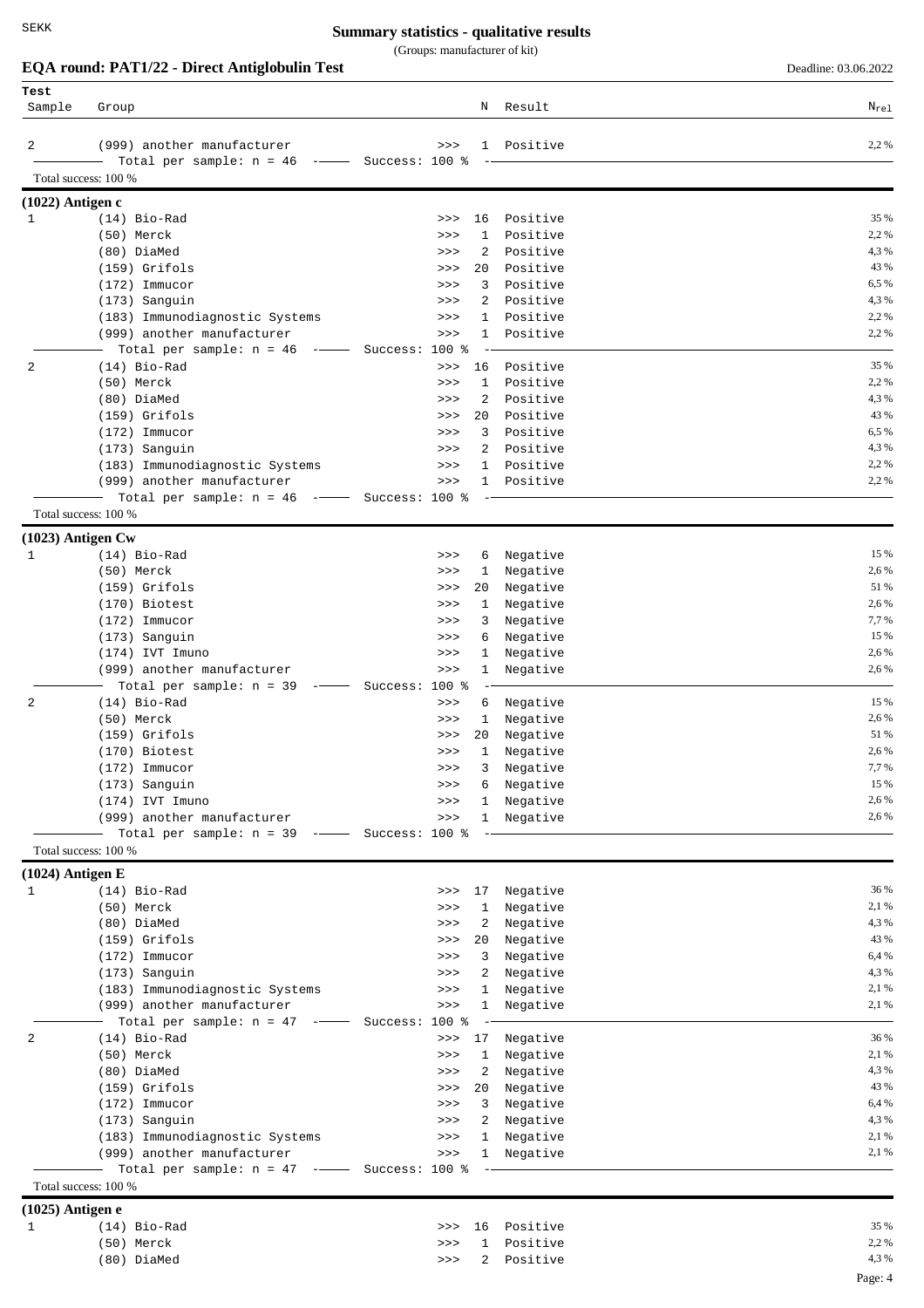# Summary statistics - qualitative results

(Groups: manufacturer of kit)

## EQA round: PAT1/22 - Direct Antiglobulin Test

Deadline: 03.06.2022

| Test Sample | Group | | N | Result | $N_{rel}$ |
|---|---|---|---|---|---|
| 2 | (999) another manufacturer | >>> | 1 | Positive | 2,2 % |
| | Total per sample: n = 46 | Success: 100 % | | | |

Total success: 100 %

### (1022) Antigen c

| Sample | Group | | N | Result | $N_{rel}$ |
|---|---|---|---|---|---|
| 1 | (14) Bio-Rad | >>> | 16 | Positive | 35 % |
| | (50) Merck | >>> | 1 | Positive | 2,2 % |
| | (80) DiaMed | >>> | 2 | Positive | 4,3 % |
| | (159) Grifols | >>> | 20 | Positive | 43 % |
| | (172) Immucor | >>> | 3 | Positive | 6,5 % |
| | (173) Sanguin | >>> | 2 | Positive | 4,3 % |
| | (183) Immunodiagnostic Systems | >>> | 1 | Positive | 2,2 % |
| | (999) another manufacturer | >>> | 1 | Positive | 2,2 % |
| | Total per sample: n = 46 | Success: 100 % | | | |
| 2 | (14) Bio-Rad | >>> | 16 | Positive | 35 % |
| | (50) Merck | >>> | 1 | Positive | 2,2 % |
| | (80) DiaMed | >>> | 2 | Positive | 4,3 % |
| | (159) Grifols | >>> | 20 | Positive | 43 % |
| | (172) Immucor | >>> | 3 | Positive | 6,5 % |
| | (173) Sanguin | >>> | 2 | Positive | 4,3 % |
| | (183) Immunodiagnostic Systems | >>> | 1 | Positive | 2,2 % |
| | (999) another manufacturer | >>> | 1 | Positive | 2,2 % |
| | Total per sample: n = 46 | Success: 100 % | | | |

Total success: 100 %

### (1023) Antigen Cw

| Sample | Group | | N | Result | $N_{rel}$ |
|---|---|---|---|---|---|
| 1 | (14) Bio-Rad | >>> | 6 | Negative | 15 % |
| | (50) Merck | >>> | 1 | Negative | 2,6 % |
| | (159) Grifols | >>> | 20 | Negative | 51 % |
| | (170) Biotest | >>> | 1 | Negative | 2,6 % |
| | (172) Immucor | >>> | 3 | Negative | 7,7 % |
| | (173) Sanguin | >>> | 6 | Negative | 15 % |
| | (174) IVT Imuno | >>> | 1 | Negative | 2,6 % |
| | (999) another manufacturer | >>> | 1 | Negative | 2,6 % |
| | Total per sample: n = 39 | Success: 100 % | | | |
| 2 | (14) Bio-Rad | >>> | 6 | Negative | 15 % |
| | (50) Merck | >>> | 1 | Negative | 2,6 % |
| | (159) Grifols | >>> | 20 | Negative | 51 % |
| | (170) Biotest | >>> | 1 | Negative | 2,6 % |
| | (172) Immucor | >>> | 3 | Negative | 7,7 % |
| | (173) Sanguin | >>> | 6 | Negative | 15 % |
| | (174) IVT Imuno | >>> | 1 | Negative | 2,6 % |
| | (999) another manufacturer | >>> | 1 | Negative | 2,6 % |
| | Total per sample: n = 39 | Success: 100 % | | | |

Total success: 100 %

### (1024) Antigen E

| Sample | Group | | N | Result | $N_{rel}$ |
|---|---|---|---|---|---|
| 1 | (14) Bio-Rad | >>> | 17 | Negative | 36 % |
| | (50) Merck | >>> | 1 | Negative | 2,1 % |
| | (80) DiaMed | >>> | 2 | Negative | 4,3 % |
| | (159) Grifols | >>> | 20 | Negative | 43 % |
| | (172) Immucor | >>> | 3 | Negative | 6,4 % |
| | (173) Sanguin | >>> | 2 | Negative | 4,3 % |
| | (183) Immunodiagnostic Systems | >>> | 1 | Negative | 2,1 % |
| | (999) another manufacturer | >>> | 1 | Negative | 2,1 % |
| | Total per sample: n = 47 | Success: 100 % | | | |
| 2 | (14) Bio-Rad | >>> | 17 | Negative | 36 % |
| | (50) Merck | >>> | 1 | Negative | 2,1 % |
| | (80) DiaMed | >>> | 2 | Negative | 4,3 % |
| | (159) Grifols | >>> | 20 | Negative | 43 % |
| | (172) Immucor | >>> | 3 | Negative | 6,4 % |
| | (173) Sanguin | >>> | 2 | Negative | 4,3 % |
| | (183) Immunodiagnostic Systems | >>> | 1 | Negative | 2,1 % |
| | (999) another manufacturer | >>> | 1 | Negative | 2,1 % |
| | Total per sample: n = 47 | Success: 100 % | | | |

Total success: 100 %

### (1025) Antigen e

| Sample | Group | | N | Result | $N_{rel}$ |
|---|---|---|---|---|---|
| 1 | (14) Bio-Rad | >>> | 16 | Positive | 35 % |
| | (50) Merck | >>> | 1 | Positive | 2,2 % |
| | (80) DiaMed | >>> | 2 | Positive | 4,3 % |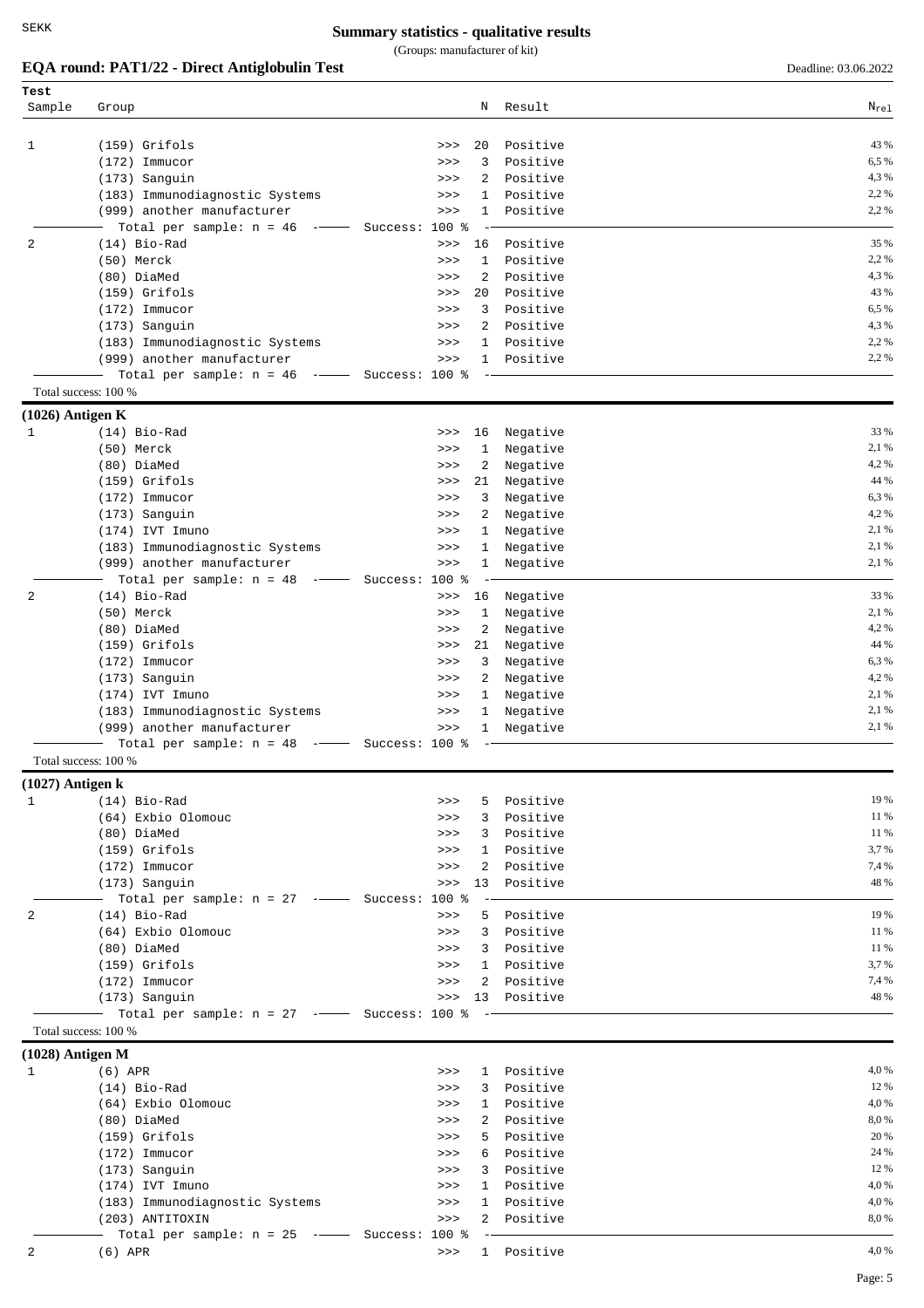# Summary statistics - qualitative results

(Groups: manufacturer of kit)

## EQA round: PAT1/22 - Direct Antiglobulin Test

Deadline: 03.06.2022

| Test Sample | Group | | N | Result | $N_{rel}$ |
|---|---|---|---|---|---|
| 1 | (159) Grifols | >>> | 20 | Positive | 43 % |
| | (172) Immucor | >>> | 3 | Positive | 6,5 % |
| | (173) Sanguin | >>> | 2 | Positive | 4,3 % |
| | (183) Immunodiagnostic Systems | >>> | 1 | Positive | 2,2 % |
| | (999) another manufacturer | >>> | 1 | Positive | 2,2 % |
| | Total per sample: n = 46 | Success: 100 % | | | |
| 2 | (14) Bio-Rad | >>> | 16 | Positive | 35 % |
| | (50) Merck | >>> | 1 | Positive | 2,2 % |
| | (80) DiaMed | >>> | 2 | Positive | 4,3 % |
| | (159) Grifols | >>> | 20 | Positive | 43 % |
| | (172) Immucor | >>> | 3 | Positive | 6,5 % |
| | (173) Sanguin | >>> | 2 | Positive | 4,3 % |
| | (183) Immunodiagnostic Systems | >>> | 1 | Positive | 2,2 % |
| | (999) another manufacturer | >>> | 1 | Positive | 2,2 % |
| | Total per sample: n = 46 | Success: 100 % | | | |

Total success: 100 %

### (1026) Antigen K

| Test Sample | Group | | N | Result | $N_{rel}$ |
|---|---|---|---|---|---|
| 1 | (14) Bio-Rad | >>> | 16 | Negative | 33 % |
| | (50) Merck | >>> | 1 | Negative | 2,1 % |
| | (80) DiaMed | >>> | 2 | Negative | 4,2 % |
| | (159) Grifols | >>> | 21 | Negative | 44 % |
| | (172) Immucor | >>> | 3 | Negative | 6,3 % |
| | (173) Sanguin | >>> | 2 | Negative | 4,2 % |
| | (174) IVT Imuno | >>> | 1 | Negative | 2,1 % |
| | (183) Immunodiagnostic Systems | >>> | 1 | Negative | 2,1 % |
| | (999) another manufacturer | >>> | 1 | Negative | 2,1 % |
| | Total per sample: n = 48 | Success: 100 % | | | |
| 2 | (14) Bio-Rad | >>> | 16 | Negative | 33 % |
| | (50) Merck | >>> | 1 | Negative | 2,1 % |
| | (80) DiaMed | >>> | 2 | Negative | 4,2 % |
| | (159) Grifols | >>> | 21 | Negative | 44 % |
| | (172) Immucor | >>> | 3 | Negative | 6,3 % |
| | (173) Sanguin | >>> | 2 | Negative | 4,2 % |
| | (174) IVT Imuno | >>> | 1 | Negative | 2,1 % |
| | (183) Immunodiagnostic Systems | >>> | 1 | Negative | 2,1 % |
| | (999) another manufacturer | >>> | 1 | Negative | 2,1 % |
| | Total per sample: n = 48 | Success: 100 % | | | |

Total success: 100 %

### (1027) Antigen k

| Test Sample | Group | | N | Result | $N_{rel}$ |
|---|---|---|---|---|---|
| 1 | (14) Bio-Rad | >>> | 5 | Positive | 19 % |
| | (64) Exbio Olomouc | >>> | 3 | Positive | 11 % |
| | (80) DiaMed | >>> | 3 | Positive | 11 % |
| | (159) Grifols | >>> | 1 | Positive | 3,7 % |
| | (172) Immucor | >>> | 2 | Positive | 7,4 % |
| | (173) Sanguin | >>> | 13 | Positive | 48 % |
| | Total per sample: n = 27 | Success: 100 % | | | |
| 2 | (14) Bio-Rad | >>> | 5 | Positive | 19 % |
| | (64) Exbio Olomouc | >>> | 3 | Positive | 11 % |
| | (80) DiaMed | >>> | 3 | Positive | 11 % |
| | (159) Grifols | >>> | 1 | Positive | 3,7 % |
| | (172) Immucor | >>> | 2 | Positive | 7,4 % |
| | (173) Sanguin | >>> | 13 | Positive | 48 % |
| | Total per sample: n = 27 | Success: 100 % | | | |

Total success: 100 %

### (1028) Antigen M

| Test Sample | Group | | N | Result | $N_{rel}$ |
|---|---|---|---|---|---|
| 1 | (6) APR | >>> | 1 | Positive | 4,0 % |
| | (14) Bio-Rad | >>> | 3 | Positive | 12 % |
| | (64) Exbio Olomouc | >>> | 1 | Positive | 4,0 % |
| | (80) DiaMed | >>> | 2 | Positive | 8,0 % |
| | (159) Grifols | >>> | 5 | Positive | 20 % |
| | (172) Immucor | >>> | 6 | Positive | 24 % |
| | (173) Sanguin | >>> | 3 | Positive | 12 % |
| | (174) IVT Imuno | >>> | 1 | Positive | 4,0 % |
| | (183) Immunodiagnostic Systems | >>> | 1 | Positive | 4,0 % |
| | (203) ANTITOXIN | >>> | 2 | Positive | 8,0 % |
| | Total per sample: n = 25 | Success: 100 % | | | |
| 2 | (6) APR | >>> | 1 | Positive | 4,0 % |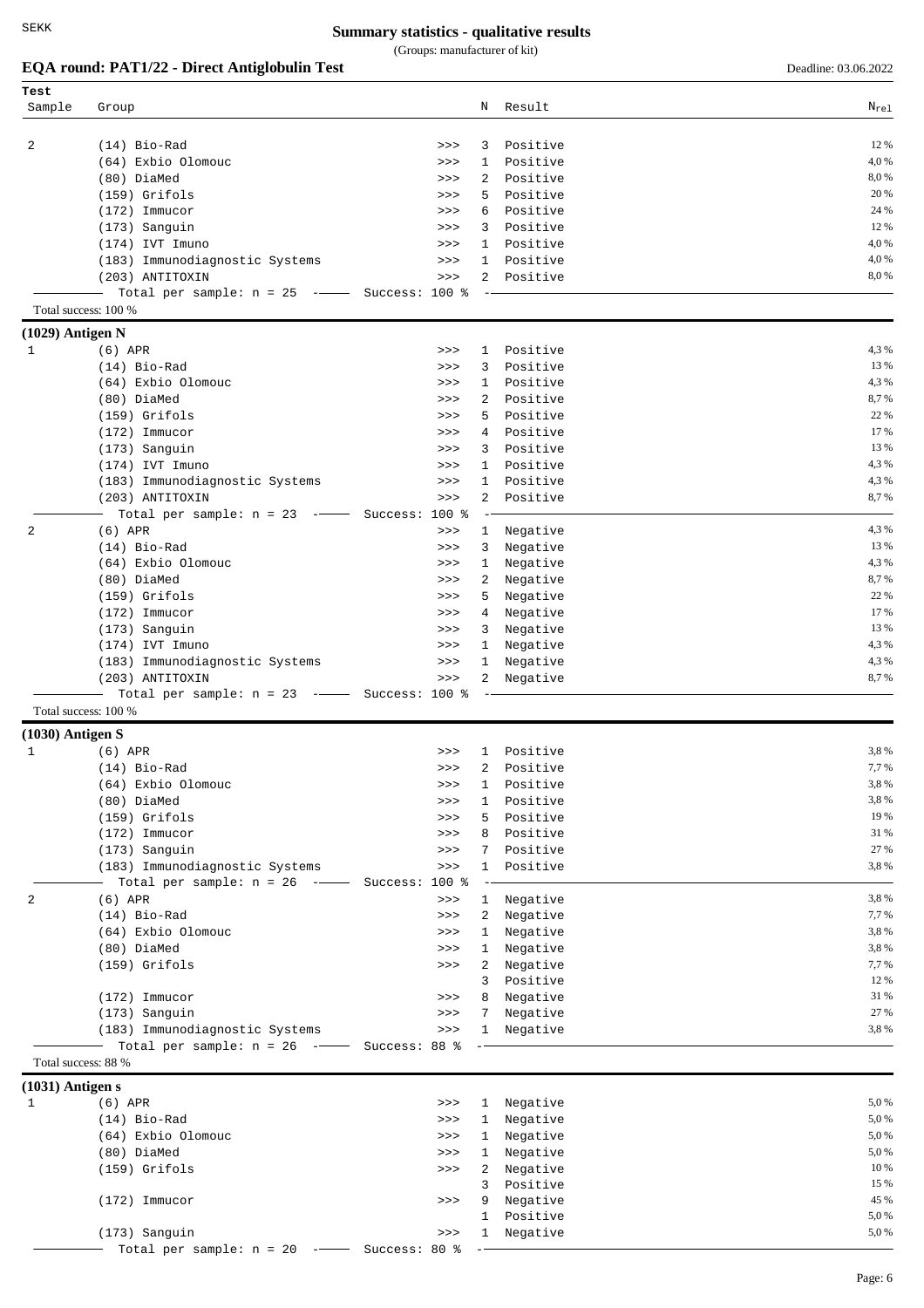**Summary statistics - qualitative results**

(Groups: manufacturer of kit)

**EQA round: PAT1/22 - Direct Antiglobulin Test**

Deadline: 03.06.2022

| Test Sample | Group | | N | Result | $N_{rel}$ |
|---|---|---|---|---|---|
| 2 | (14) Bio-Rad | >>> | 3 | Positive | 12 % |
| | (64) Exbio Olomouc | >>> | 1 | Positive | 4,0 % |
| | (80) DiaMed | >>> | 2 | Positive | 8,0 % |
| | (159) Grifols | >>> | 5 | Positive | 20 % |
| | (172) Immucor | >>> | 6 | Positive | 24 % |
| | (173) Sanguin | >>> | 3 | Positive | 12 % |
| | (174) IVT Imuno | >>> | 1 | Positive | 4,0 % |
| | (183) Immunodiagnostic Systems | >>> | 1 | Positive | 4,0 % |
| | (203) ANTITOXIN | >>> | 2 | Positive | 8,0 % |
| | Total per sample: n = 25 | Success: 100 % | | | |

Total success: 100 %

**(1029) Antigen N**

| Test Sample | Group | | N | Result | $N_{rel}$ |
|---|---|---|---|---|---|
| 1 | (6) APR | >>> | 1 | Positive | 4,3 % |
| | (14) Bio-Rad | >>> | 3 | Positive | 13 % |
| | (64) Exbio Olomouc | >>> | 1 | Positive | 4,3 % |
| | (80) DiaMed | >>> | 2 | Positive | 8,7 % |
| | (159) Grifols | >>> | 5 | Positive | 22 % |
| | (172) Immucor | >>> | 4 | Positive | 17 % |
| | (173) Sanguin | >>> | 3 | Positive | 13 % |
| | (174) IVT Imuno | >>> | 1 | Positive | 4,3 % |
| | (183) Immunodiagnostic Systems | >>> | 1 | Positive | 4,3 % |
| | (203) ANTITOXIN | >>> | 2 | Positive | 8,7 % |
| | Total per sample: n = 23 | Success: 100 % | | | |
| 2 | (6) APR | >>> | 1 | Negative | 4,3 % |
| | (14) Bio-Rad | >>> | 3 | Negative | 13 % |
| | (64) Exbio Olomouc | >>> | 1 | Negative | 4,3 % |
| | (80) DiaMed | >>> | 2 | Negative | 8,7 % |
| | (159) Grifols | >>> | 5 | Negative | 22 % |
| | (172) Immucor | >>> | 4 | Negative | 17 % |
| | (173) Sanguin | >>> | 3 | Negative | 13 % |
| | (174) IVT Imuno | >>> | 1 | Negative | 4,3 % |
| | (183) Immunodiagnostic Systems | >>> | 1 | Negative | 4,3 % |
| | (203) ANTITOXIN | >>> | 2 | Negative | 8,7 % |
| | Total per sample: n = 23 | Success: 100 % | | | |

Total success: 100 %

**(1030) Antigen S**

| Test Sample | Group | | N | Result | $N_{rel}$ |
|---|---|---|---|---|---|
| 1 | (6) APR | >>> | 1 | Positive | 3,8 % |
| | (14) Bio-Rad | >>> | 2 | Positive | 7,7 % |
| | (64) Exbio Olomouc | >>> | 1 | Positive | 3,8 % |
| | (80) DiaMed | >>> | 1 | Positive | 3,8 % |
| | (159) Grifols | >>> | 5 | Positive | 19 % |
| | (172) Immucor | >>> | 8 | Positive | 31 % |
| | (173) Sanguin | >>> | 7 | Positive | 27 % |
| | (183) Immunodiagnostic Systems | >>> | 1 | Positive | 3,8 % |
| | Total per sample: n = 26 | Success: 100 % | | | |
| 2 | (6) APR | >>> | 1 | Negative | 3,8 % |
| | (14) Bio-Rad | >>> | 2 | Negative | 7,7 % |
| | (64) Exbio Olomouc | >>> | 1 | Negative | 3,8 % |
| | (80) DiaMed | >>> | 1 | Negative | 3,8 % |
| | (159) Grifols | >>> | 2 | Negative | 7,7 % |
| | | | 3 | Positive | 12 % |
| | (172) Immucor | >>> | 8 | Negative | 31 % |
| | (173) Sanguin | >>> | 7 | Negative | 27 % |
| | (183) Immunodiagnostic Systems | >>> | 1 | Negative | 3,8 % |
| | Total per sample: n = 26 | Success: 88 % | | | |

Total success: 88 %

**(1031) Antigen s**

| Test Sample | Group | | N | Result | $N_{rel}$ |
|---|---|---|---|---|---|
| 1 | (6) APR | >>> | 1 | Negative | 5,0 % |
| | (14) Bio-Rad | >>> | 1 | Negative | 5,0 % |
| | (64) Exbio Olomouc | >>> | 1 | Negative | 5,0 % |
| | (80) DiaMed | >>> | 1 | Negative | 5,0 % |
| | (159) Grifols | >>> | 2 | Negative | 10 % |
| | | | 3 | Positive | 15 % |
| | (172) Immucor | >>> | 9 | Negative | 45 % |
| | | | 1 | Positive | 5,0 % |
| | (173) Sanguin | >>> | 1 | Negative | 5,0 % |
| | Total per sample: n = 20 | Success: 80 % | | | |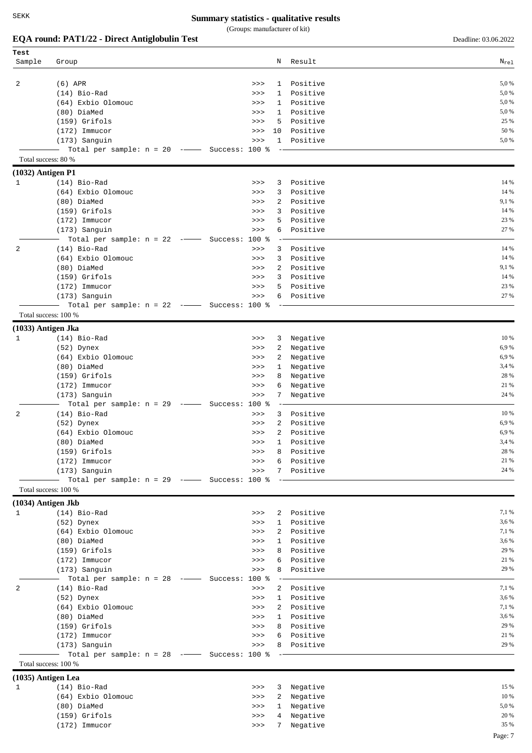**Summary statistics - qualitative results**

(Groups: manufacturer of kit)

**EQA round: PAT1/22 - Direct Antiglobulin Test**

Deadline: 03.06.2022

| Test Sample | Group | | N | Result | $N_{rel}$ |
|---|---|---|---|---|---|
| 2 | (6) APR | >>> | 1 | Positive | 5,0 % |
| | (14) Bio-Rad | >>> | 1 | Positive | 5,0 % |
| | (64) Exbio Olomouc | >>> | 1 | Positive | 5,0 % |
| | (80) DiaMed | >>> | 1 | Positive | 5,0 % |
| | (159) Grifols | >>> | 5 | Positive | 25 % |
| | (172) Immucor | >>> | 10 | Positive | 50 % |
| | (173) Sanguin | >>> | 1 | Positive | 5,0 % |
| | Total per sample: n = 20 | Success: 100 % | | | |

Total success: 80 %

**(1032) Antigen P1**

| Sample | Group | | N | Result | $N_{rel}$ |
|---|---|---|---|---|---|
| 1 | (14) Bio-Rad | >>> | 3 | Positive | 14 % |
| | (64) Exbio Olomouc | >>> | 3 | Positive | 14 % |
| | (80) DiaMed | >>> | 2 | Positive | 9,1 % |
| | (159) Grifols | >>> | 3 | Positive | 14 % |
| | (172) Immucor | >>> | 5 | Positive | 23 % |
| | (173) Sanguin | >>> | 6 | Positive | 27 % |
| | Total per sample: n = 22 | Success: 100 % | | | |
| 2 | (14) Bio-Rad | >>> | 3 | Positive | 14 % |
| | (64) Exbio Olomouc | >>> | 3 | Positive | 14 % |
| | (80) DiaMed | >>> | 2 | Positive | 9,1 % |
| | (159) Grifols | >>> | 3 | Positive | 14 % |
| | (172) Immucor | >>> | 5 | Positive | 23 % |
| | (173) Sanguin | >>> | 6 | Positive | 27 % |
| | Total per sample: n = 22 | Success: 100 % | | | |

Total success: 100 %

**(1033) Antigen Jka**

| Sample | Group | | N | Result | $N_{rel}$ |
|---|---|---|---|---|---|
| 1 | (14) Bio-Rad | >>> | 3 | Negative | 10 % |
| | (52) Dynex | >>> | 2 | Negative | 6,9 % |
| | (64) Exbio Olomouc | >>> | 2 | Negative | 6,9 % |
| | (80) DiaMed | >>> | 1 | Negative | 3,4 % |
| | (159) Grifols | >>> | 8 | Negative | 28 % |
| | (172) Immucor | >>> | 6 | Negative | 21 % |
| | (173) Sanguin | >>> | 7 | Negative | 24 % |
| | Total per sample: n = 29 | Success: 100 % | | | |
| 2 | (14) Bio-Rad | >>> | 3 | Positive | 10 % |
| | (52) Dynex | >>> | 2 | Positive | 6,9 % |
| | (64) Exbio Olomouc | >>> | 2 | Positive | 6,9 % |
| | (80) DiaMed | >>> | 1 | Positive | 3,4 % |
| | (159) Grifols | >>> | 8 | Positive | 28 % |
| | (172) Immucor | >>> | 6 | Positive | 21 % |
| | (173) Sanguin | >>> | 7 | Positive | 24 % |
| | Total per sample: n = 29 | Success: 100 % | | | |

Total success: 100 %

**(1034) Antigen Jkb**

| Sample | Group | | N | Result | $N_{rel}$ |
|---|---|---|---|---|---|
| 1 | (14) Bio-Rad | >>> | 2 | Positive | 7,1 % |
| | (52) Dynex | >>> | 1 | Positive | 3,6 % |
| | (64) Exbio Olomouc | >>> | 2 | Positive | 7,1 % |
| | (80) DiaMed | >>> | 1 | Positive | 3,6 % |
| | (159) Grifols | >>> | 8 | Positive | 29 % |
| | (172) Immucor | >>> | 6 | Positive | 21 % |
| | (173) Sanguin | >>> | 8 | Positive | 29 % |
| | Total per sample: n = 28 | Success: 100 % | | | |
| 2 | (14) Bio-Rad | >>> | 2 | Positive | 7,1 % |
| | (52) Dynex | >>> | 1 | Positive | 3,6 % |
| | (64) Exbio Olomouc | >>> | 2 | Positive | 7,1 % |
| | (80) DiaMed | >>> | 1 | Positive | 3,6 % |
| | (159) Grifols | >>> | 8 | Positive | 29 % |
| | (172) Immucor | >>> | 6 | Positive | 21 % |
| | (173) Sanguin | >>> | 8 | Positive | 29 % |
| | Total per sample: n = 28 | Success: 100 % | | | |

Total success: 100 %

**(1035) Antigen Lea**

| Sample | Group | | N | Result | $N_{rel}$ |
|---|---|---|---|---|---|
| 1 | (14) Bio-Rad | >>> | 3 | Negative | 15 % |
| | (64) Exbio Olomouc | >>> | 2 | Negative | 10 % |
| | (80) DiaMed | >>> | 1 | Negative | 5,0 % |
| | (159) Grifols | >>> | 4 | Negative | 20 % |
| | (172) Immucor | >>> | 7 | Negative | 35 % |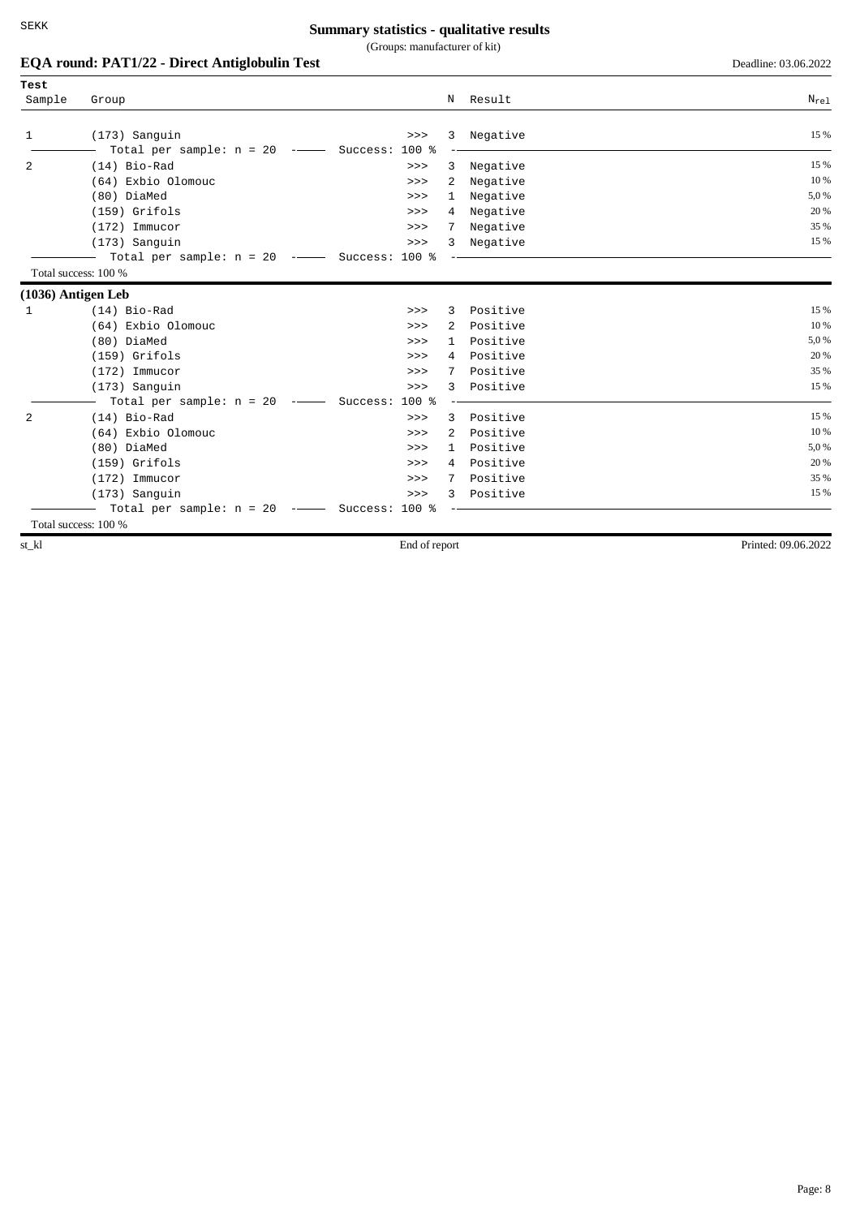# Summary statistics - qualitative results

(Groups: manufacturer of kit)

## EQA round: PAT1/22 - Direct Antiglobulin Test

Deadline: 03.06.2022

| Test Sample | Group | | N | Result | $N_{rel}$ |
|---|---|---|---|---|---|
| 1 | (173) Sanguin | >>> | 3 | Negative | 15 % |
| | Total per sample: n = 20 | Success: 100 % | | | |
| 2 | (14) Bio-Rad | >>> | 3 | Negative | 15 % |
| | (64) Exbio Olomouc | >>> | 2 | Negative | 10 % |
| | (80) DiaMed | >>> | 1 | Negative | 5,0 % |
| | (159) Grifols | >>> | 4 | Negative | 20 % |
| | (172) Immucor | >>> | 7 | Negative | 35 % |
| | (173) Sanguin | >>> | 3 | Negative | 15 % |
| | Total per sample: n = 20 | Success: 100 % | | | |

Total success: 100 %

**(1036) Antigen Leb**

| Sample | Group | | N | Result | $N_{rel}$ |
|---|---|---|---|---|---|
| 1 | (14) Bio-Rad | >>> | 3 | Positive | 15 % |
| | (64) Exbio Olomouc | >>> | 2 | Positive | 10 % |
| | (80) DiaMed | >>> | 1 | Positive | 5,0 % |
| | (159) Grifols | >>> | 4 | Positive | 20 % |
| | (172) Immucor | >>> | 7 | Positive | 35 % |
| | (173) Sanguin | >>> | 3 | Positive | 15 % |
| | Total per sample: n = 20 | Success: 100 % | | | |
| 2 | (14) Bio-Rad | >>> | 3 | Positive | 15 % |
| | (64) Exbio Olomouc | >>> | 2 | Positive | 10 % |
| | (80) DiaMed | >>> | 1 | Positive | 5,0 % |
| | (159) Grifols | >>> | 4 | Positive | 20 % |
| | (172) Immucor | >>> | 7 | Positive | 35 % |
| | (173) Sanguin | >>> | 3 | Positive | 15 % |
| | Total per sample: n = 20 | Success: 100 % | | | |

Total success: 100 %

End of report

Printed: 09.06.2022